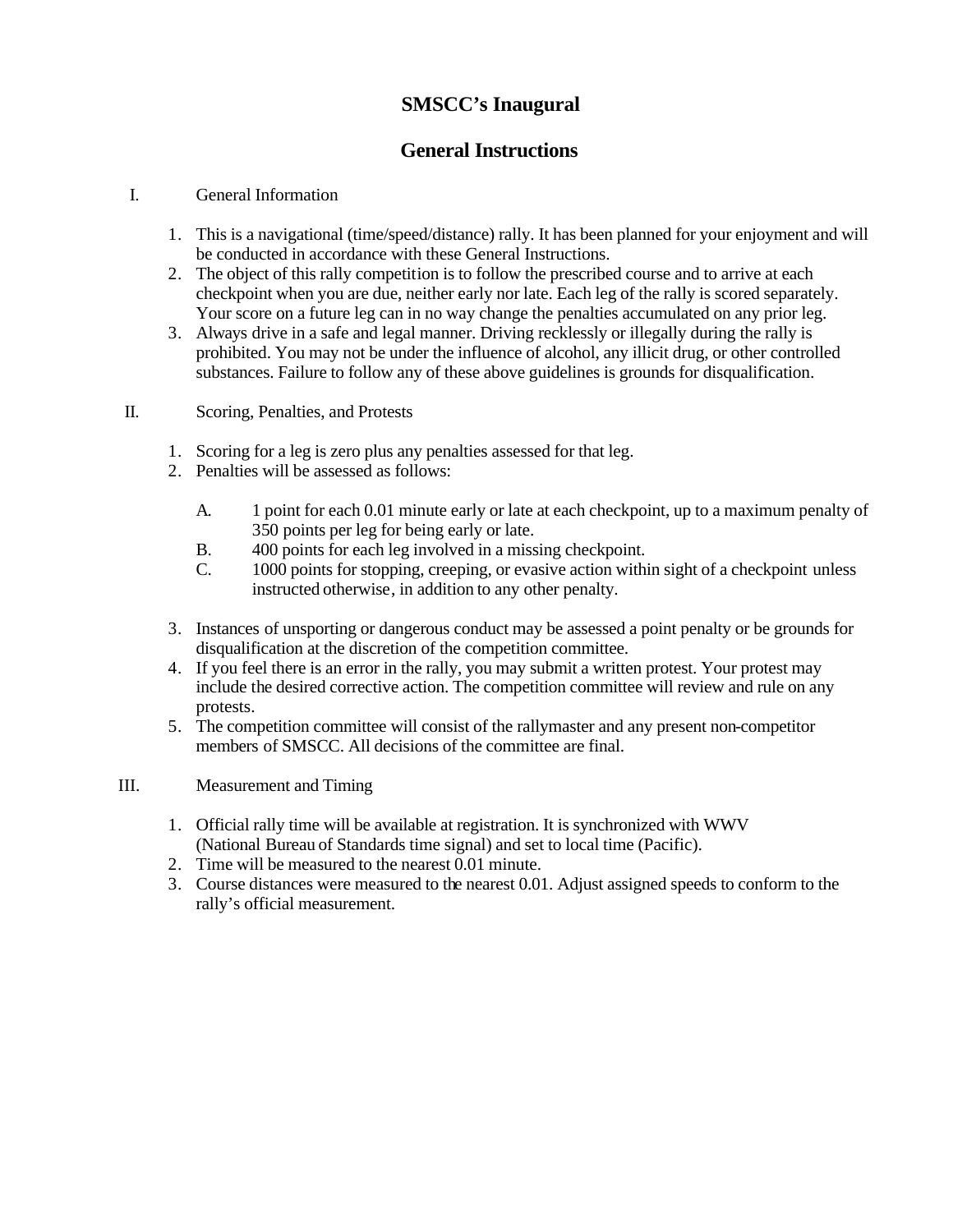# SMSCC's Inaugural

## General Instructions

I. General Information

1. This is a navigational (time/speed/distance) rally. It has been planned for your enjoyment and will be conducted in accordance with these General Instructions.
2. The object of this rally competition is to follow the prescribed course and to arrive at each checkpoint when you are due, neither early nor late. Each leg of the rally is scored separately. Your score on a future leg can in no way change the penalties accumulated on any prior leg.
3. Always drive in a safe and legal manner. Driving recklessly or illegally during the rally is prohibited. You may not be under the influence of alcohol, any illicit drug, or other controlled substances. Failure to follow any of these above guidelines is grounds for disqualification.

II. Scoring, Penalties, and Protests

1. Scoring for a leg is zero plus any penalties assessed for that leg.
2. Penalties will be assessed as follows:

   A. 1 point for each 0.01 minute early or late at each checkpoint, up to a maximum penalty of 350 points per leg for being early or late.
   B. 400 points for each leg involved in a missing checkpoint.
   C. 1000 points for stopping, creeping, or evasive action within sight of a checkpoint unless instructed otherwise, in addition to any other penalty.

3. Instances of unsporting or dangerous conduct may be assessed a point penalty or be grounds for disqualification at the discretion of the competition committee.
4. If you feel there is an error in the rally, you may submit a written protest. Your protest may include the desired corrective action. The competition committee will review and rule on any protests.
5. The competition committee will consist of the rallymaster and any present non-competitor members of SMSCC. All decisions of the committee are final.

III. Measurement and Timing

1. Official rally time will be available at registration. It is synchronized with WWV (National Bureau of Standards time signal) and set to local time (Pacific).
2. Time will be measured to the nearest 0.01 minute.
3. Course distances were measured to the nearest 0.01. Adjust assigned speeds to conform to the rally's official measurement.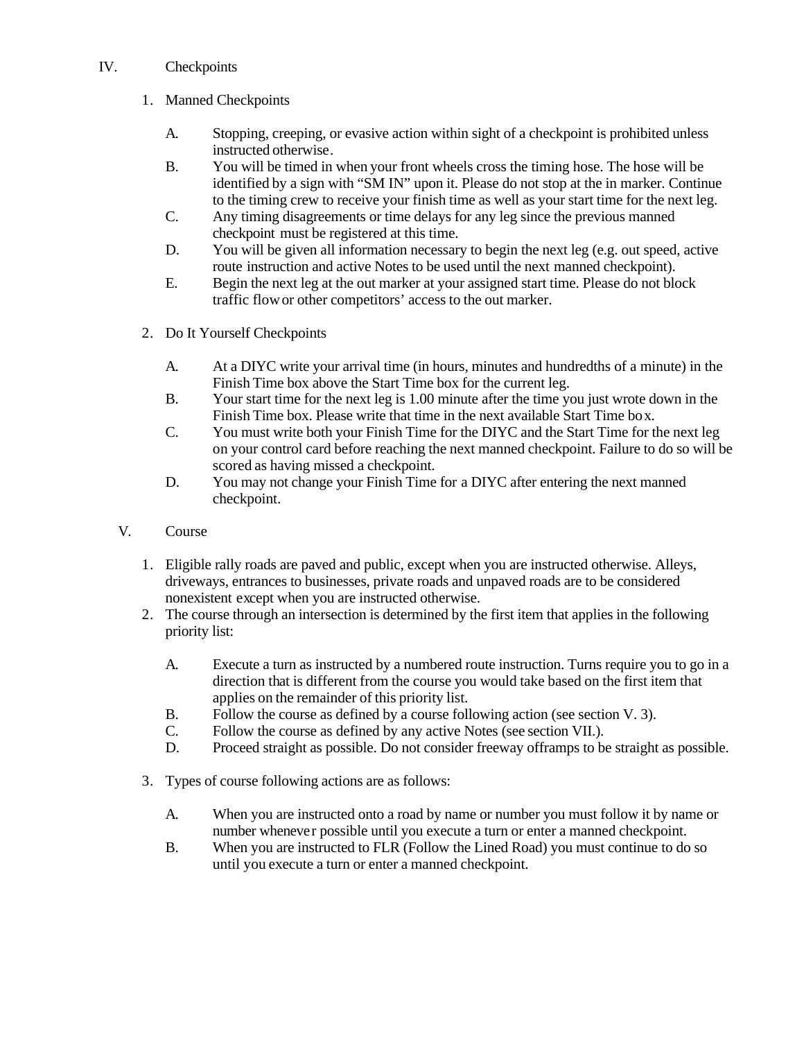## IV. Checkpoints

1. Manned Checkpoints

   A. Stopping, creeping, or evasive action within sight of a checkpoint is prohibited unless instructed otherwise.

   B. You will be timed in when your front wheels cross the timing hose. The hose will be identified by a sign with "SM IN" upon it. Please do not stop at the in marker. Continue to the timing crew to receive your finish time as well as your start time for the next leg.

   C. Any timing disagreements or time delays for any leg since the previous manned checkpoint must be registered at this time.

   D. You will be given all information necessary to begin the next leg (e.g. out speed, active route instruction and active Notes to be used until the next manned checkpoint).

   E. Begin the next leg at the out marker at your assigned start time. Please do not block traffic flow or other competitors' access to the out marker.

2. Do It Yourself Checkpoints

   A. At a DIYC write your arrival time (in hours, minutes and hundredths of a minute) in the Finish Time box above the Start Time box for the current leg.

   B. Your start time for the next leg is 1.00 minute after the time you just wrote down in the Finish Time box. Please write that time in the next available Start Time box.

   C. You must write both your Finish Time for the DIYC and the Start Time for the next leg on your control card before reaching the next manned checkpoint. Failure to do so will be scored as having missed a checkpoint.

   D. You may not change your Finish Time for a DIYC after entering the next manned checkpoint.

## V. Course

1. Eligible rally roads are paved and public, except when you are instructed otherwise. Alleys, driveways, entrances to businesses, private roads and unpaved roads are to be considered nonexistent except when you are instructed otherwise.

2. The course through an intersection is determined by the first item that applies in the following priority list:

   A. Execute a turn as instructed by a numbered route instruction. Turns require you to go in a direction that is different from the course you would take based on the first item that applies on the remainder of this priority list.

   B. Follow the course as defined by a course following action (see section V. 3).

   C. Follow the course as defined by any active Notes (see section VII.).

   D. Proceed straight as possible. Do not consider freeway offramps to be straight as possible.

3. Types of course following actions are as follows:

   A. When you are instructed onto a road by name or number you must follow it by name or number whenever possible until you execute a turn or enter a manned checkpoint.

   B. When you are instructed to FLR (Follow the Lined Road) you must continue to do so until you execute a turn or enter a manned checkpoint.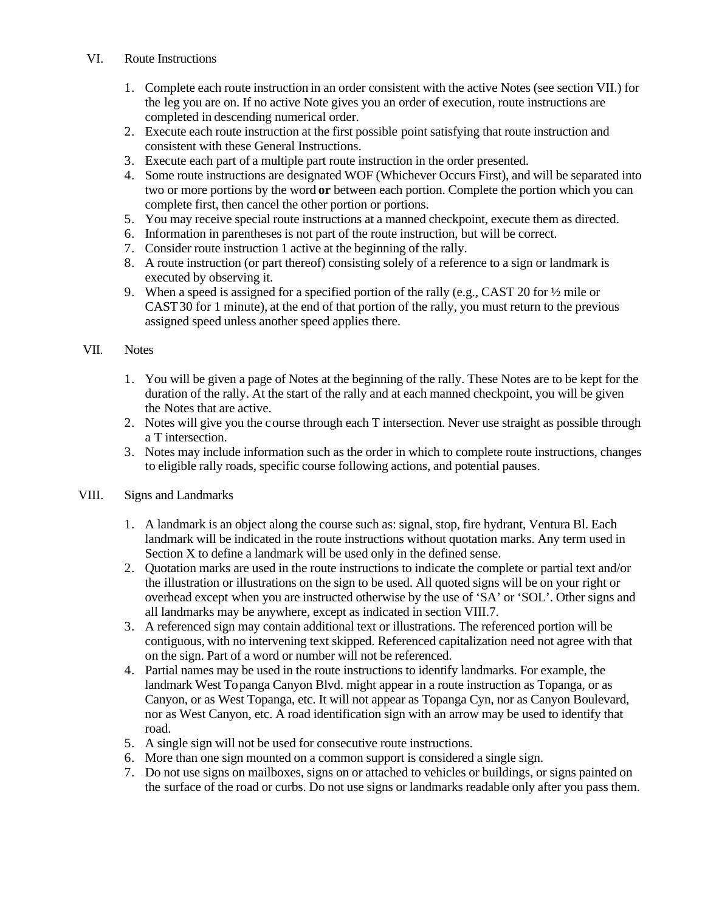## VI. Route Instructions

1. Complete each route instruction in an order consistent with the active Notes (see section VII.) for the leg you are on. If no active Note gives you an order of execution, route instructions are completed in descending numerical order.
2. Execute each route instruction at the first possible point satisfying that route instruction and consistent with these General Instructions.
3. Execute each part of a multiple part route instruction in the order presented.
4. Some route instructions are designated WOF (Whichever Occurs First), and will be separated into two or more portions by the word **or** between each portion. Complete the portion which you can complete first, then cancel the other portion or portions.
5. You may receive special route instructions at a manned checkpoint, execute them as directed.
6. Information in parentheses is not part of the route instruction, but will be correct.
7. Consider route instruction 1 active at the beginning of the rally.
8. A route instruction (or part thereof) consisting solely of a reference to a sign or landmark is executed by observing it.
9. When a speed is assigned for a specified portion of the rally (e.g., CAST 20 for ½ mile or CAST 30 for 1 minute), at the end of that portion of the rally, you must return to the previous assigned speed unless another speed applies there.

## VII. Notes

1. You will be given a page of Notes at the beginning of the rally. These Notes are to be kept for the duration of the rally. At the start of the rally and at each manned checkpoint, you will be given the Notes that are active.
2. Notes will give you the course through each T intersection. Never use straight as possible through a T intersection.
3. Notes may include information such as the order in which to complete route instructions, changes to eligible rally roads, specific course following actions, and potential pauses.

## VIII. Signs and Landmarks

1. A landmark is an object along the course such as: signal, stop, fire hydrant, Ventura Bl. Each landmark will be indicated in the route instructions without quotation marks. Any term used in Section X to define a landmark will be used only in the defined sense.
2. Quotation marks are used in the route instructions to indicate the complete or partial text and/or the illustration or illustrations on the sign to be used. All quoted signs will be on your right or overhead except when you are instructed otherwise by the use of 'SA' or 'SOL'. Other signs and all landmarks may be anywhere, except as indicated in section VIII.7.
3. A referenced sign may contain additional text or illustrations. The referenced portion will be contiguous, with no intervening text skipped. Referenced capitalization need not agree with that on the sign. Part of a word or number will not be referenced.
4. Partial names may be used in the route instructions to identify landmarks. For example, the landmark West Topanga Canyon Blvd. might appear in a route instruction as Topanga, or as Canyon, or as West Topanga, etc. It will not appear as Topanga Cyn, nor as Canyon Boulevard, nor as West Canyon, etc. A road identification sign with an arrow may be used to identify that road.
5. A single sign will not be used for consecutive route instructions.
6. More than one sign mounted on a common support is considered a single sign.
7. Do not use signs on mailboxes, signs on or attached to vehicles or buildings, or signs painted on the surface of the road or curbs. Do not use signs or landmarks readable only after you pass them.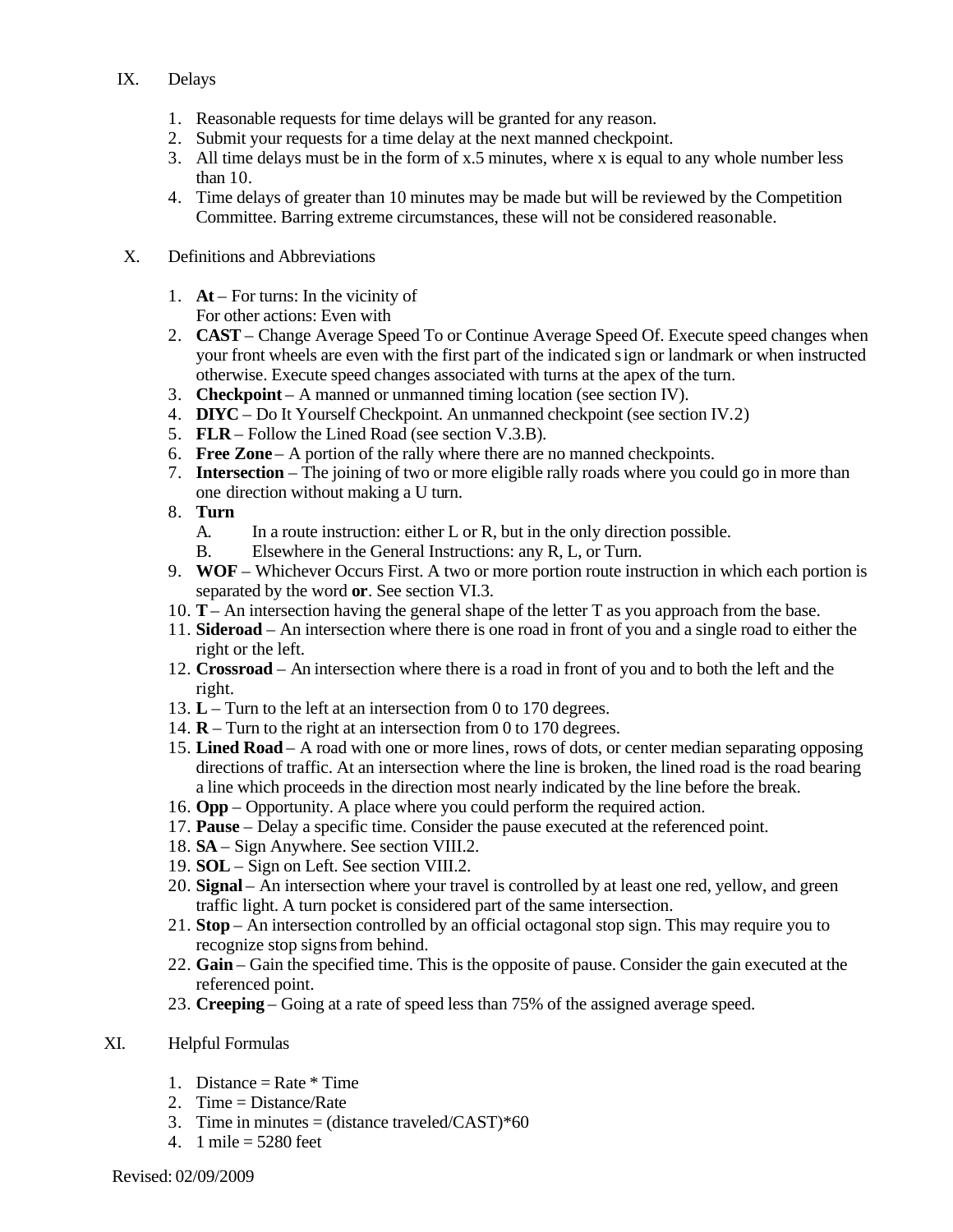## IX. Delays

1. Reasonable requests for time delays will be granted for any reason.
2. Submit your requests for a time delay at the next manned checkpoint.
3. All time delays must be in the form of x.5 minutes, where x is equal to any whole number less than 10.
4. Time delays of greater than 10 minutes may be made but will be reviewed by the Competition Committee. Barring extreme circumstances, these will not be considered reasonable.

## X. Definitions and Abbreviations

1. **At** – For turns: In the vicinity of
   For other actions: Even with
2. **CAST** – Change Average Speed To or Continue Average Speed Of. Execute speed changes when your front wheels are even with the first part of the indicated sign or landmark or when instructed otherwise. Execute speed changes associated with turns at the apex of the turn.
3. **Checkpoint** – A manned or unmanned timing location (see section IV).
4. **DIYC** – Do It Yourself Checkpoint. An unmanned checkpoint (see section IV.2)
5. **FLR** – Follow the Lined Road (see section V.3.B).
6. **Free Zone** – A portion of the rally where there are no manned checkpoints.
7. **Intersection** – The joining of two or more eligible rally roads where you could go in more than one direction without making a U turn.
8. **Turn**
   A. In a route instruction: either L or R, but in the only direction possible.
   B. Elsewhere in the General Instructions: any R, L, or Turn.
9. **WOF** – Whichever Occurs First. A two or more portion route instruction in which each portion is separated by the word **or**. See section VI.3.
10. **T** – An intersection having the general shape of the letter T as you approach from the base.
11. **Sideroad** – An intersection where there is one road in front of you and a single road to either the right or the left.
12. **Crossroad** – An intersection where there is a road in front of you and to both the left and the right.
13. **L** – Turn to the left at an intersection from 0 to 170 degrees.
14. **R** – Turn to the right at an intersection from 0 to 170 degrees.
15. **Lined Road** – A road with one or more lines, rows of dots, or center median separating opposing directions of traffic. At an intersection where the line is broken, the lined road is the road bearing a line which proceeds in the direction most nearly indicated by the line before the break.
16. **Opp** – Opportunity. A place where you could perform the required action.
17. **Pause** – Delay a specific time. Consider the pause executed at the referenced point.
18. **SA** – Sign Anywhere. See section VIII.2.
19. **SOL** – Sign on Left. See section VIII.2.
20. **Signal** – An intersection where your travel is controlled by at least one red, yellow, and green traffic light. A turn pocket is considered part of the same intersection.
21. **Stop** – An intersection controlled by an official octagonal stop sign. This may require you to recognize stop signs from behind.
22. **Gain** – Gain the specified time. This is the opposite of pause. Consider the gain executed at the referenced point.
23. **Creeping** – Going at a rate of speed less than 75% of the assigned average speed.

## XI. Helpful Formulas

1. Distance = Rate * Time
2. Time = Distance/Rate
3. Time in minutes = (distance traveled/CAST)*60
4. 1 mile = 5280 feet

Revised: 02/09/2009